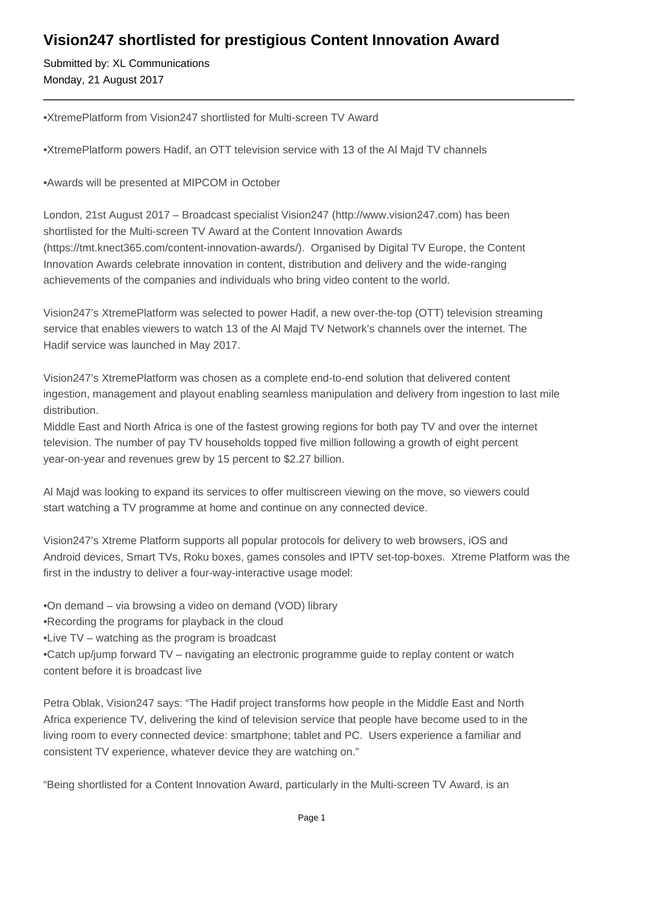# Vision247 shortlisted for prestigious Content Innovation Award

Submitted by: XL Communications
Monday, 21 August 2017

---

•XtremePlatform from Vision247 shortlisted for Multi-screen TV Award

•XtremePlatform powers Hadif, an OTT television service with 13 of the Al Majd TV channels

•Awards will be presented at MIPCOM in October

London, 21st August 2017 – Broadcast specialist Vision247 (http://www.vision247.com) has been shortlisted for the Multi-screen TV Award at the Content Innovation Awards (https://tmt.knect365.com/content-innovation-awards/). Organised by Digital TV Europe, the Content Innovation Awards celebrate innovation in content, distribution and delivery and the wide-ranging achievements of the companies and individuals who bring video content to the world.

Vision247's XtremePlatform was selected to power Hadif, a new over-the-top (OTT) television streaming service that enables viewers to watch 13 of the Al Majd TV Network's channels over the internet. The Hadif service was launched in May 2017.

Vision247's XtremePlatform was chosen as a complete end-to-end solution that delivered content ingestion, management and playout enabling seamless manipulation and delivery from ingestion to last mile distribution.
Middle East and North Africa is one of the fastest growing regions for both pay TV and over the internet television. The number of pay TV households topped five million following a growth of eight percent year-on-year and revenues grew by 15 percent to $2.27 billion.

Al Majd was looking to expand its services to offer multiscreen viewing on the move, so viewers could start watching a TV programme at home and continue on any connected device.

Vision247's Xtreme Platform supports all popular protocols for delivery to web browsers, iOS and Android devices, Smart TVs, Roku boxes, games consoles and IPTV set-top-boxes. Xtreme Platform was the first in the industry to deliver a four-way-interactive usage model:

•On demand – via browsing a video on demand (VOD) library
•Recording the programs for playback in the cloud
•Live TV – watching as the program is broadcast
•Catch up/jump forward TV – navigating an electronic programme guide to replay content or watch content before it is broadcast live

Petra Oblak, Vision247 says: "The Hadif project transforms how people in the Middle East and North Africa experience TV, delivering the kind of television service that people have become used to in the living room to every connected device: smartphone; tablet and PC. Users experience a familiar and consistent TV experience, whatever device they are watching on."

"Being shortlisted for a Content Innovation Award, particularly in the Multi-screen TV Award, is an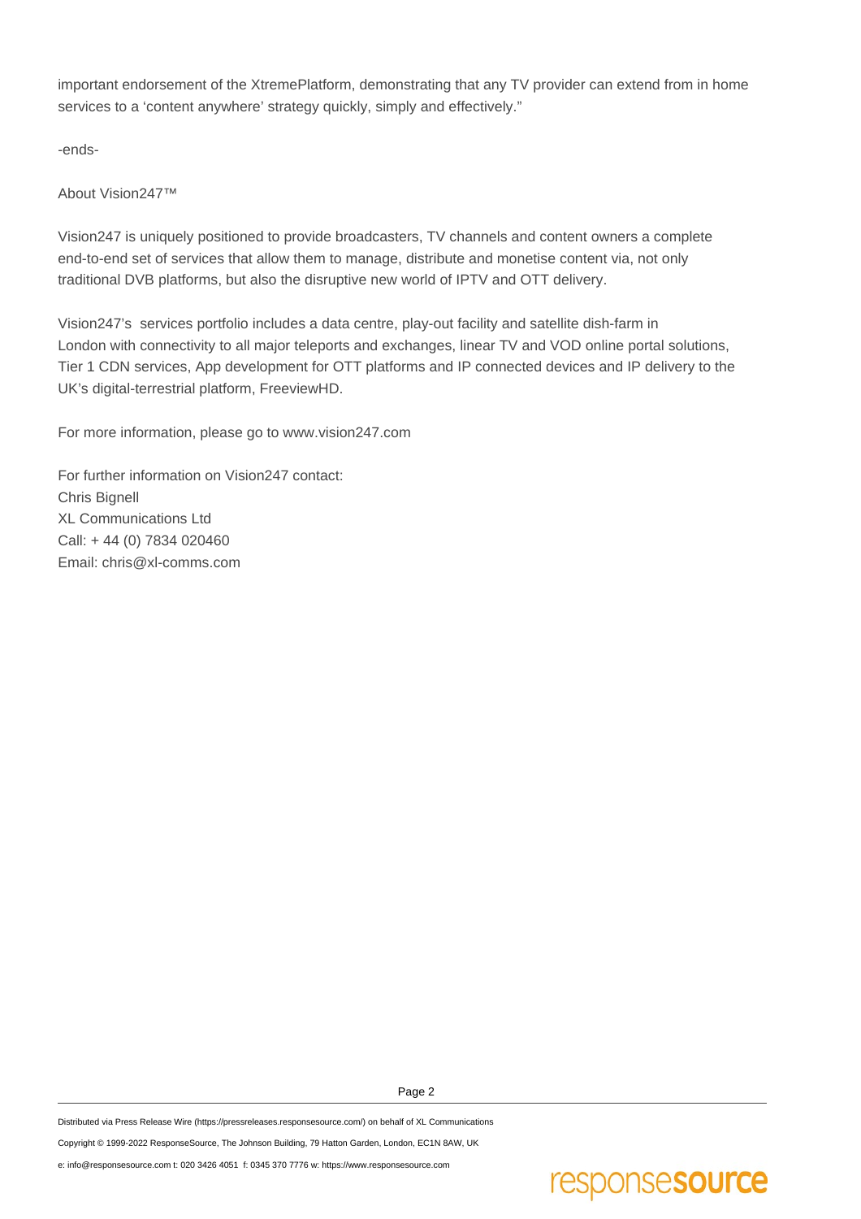important endorsement of the XtremePlatform, demonstrating that any TV provider can extend from in home services to a 'content anywhere' strategy quickly, simply and effectively."

-ends-

About Vision247™

Vision247 is uniquely positioned to provide broadcasters, TV channels and content owners a complete end-to-end set of services that allow them to manage, distribute and monetise content via, not only traditional DVB platforms, but also the disruptive new world of IPTV and OTT delivery.

Vision247's services portfolio includes a data centre, play-out facility and satellite dish-farm in London with connectivity to all major teleports and exchanges, linear TV and VOD online portal solutions, Tier 1 CDN services, App development for OTT platforms and IP connected devices and IP delivery to the UK's digital-terrestrial platform, FreeviewHD.

For more information, please go to www.vision247.com

For further information on Vision247 contact:
Chris Bignell
XL Communications Ltd
Call: + 44 (0) 7834 020460
Email: chris@xl-comms.com